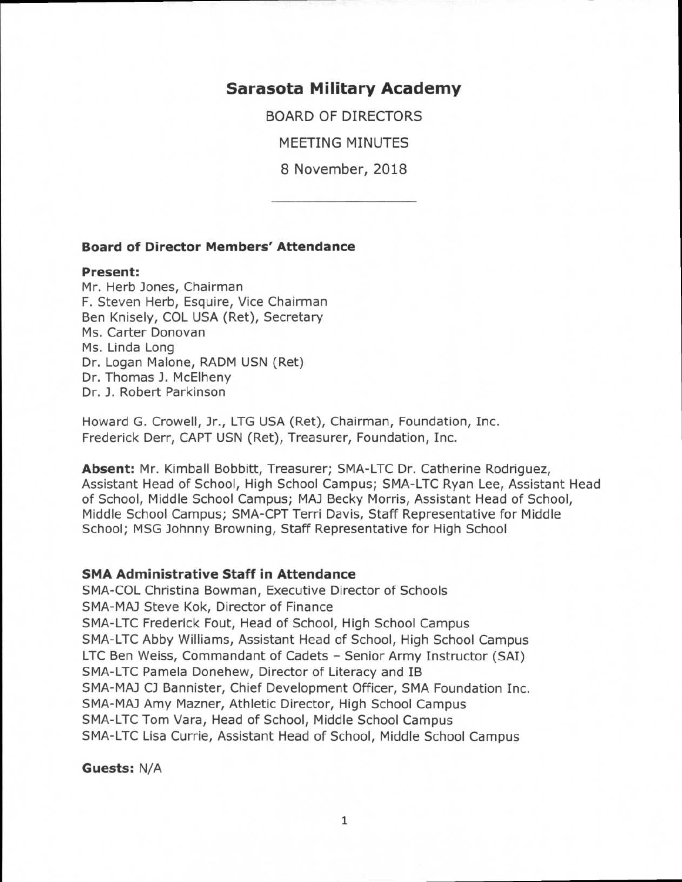# Sarasota Military Academy

BOARD OF DIRECTORS

MEETING MINUTES

8 November, 2018

---

### Board of Director Members' Attendance

**Present:**
Mr. Herb Jones, Chairman
F. Steven Herb, Esquire, Vice Chairman
Ben Knisely, COL USA (Ret), Secretary
Ms. Carter Donovan
Ms. Linda Long
Dr. Logan Malone, RADM USN (Ret)
Dr. Thomas J. McElheny
Dr. J. Robert Parkinson

Howard G. Crowell, Jr., LTG USA (Ret), Chairman, Foundation, Inc.
Frederick Derr, CAPT USN (Ret), Treasurer, Foundation, Inc.

**Absent:** Mr. Kimball Bobbitt, Treasurer; SMA-LTC Dr. Catherine Rodriguez, Assistant Head of School, High School Campus; SMA-LTC Ryan Lee, Assistant Head of School, Middle School Campus; MAJ Becky Morris, Assistant Head of School, Middle School Campus; SMA-CPT Terri Davis, Staff Representative for Middle School; MSG Johnny Browning, Staff Representative for High School

### SMA Administrative Staff in Attendance

SMA-COL Christina Bowman, Executive Director of Schools
SMA-MAJ Steve Kok, Director of Finance
SMA-LTC Frederick Fout, Head of School, High School Campus
SMA-LTC Abby Williams, Assistant Head of School, High School Campus
LTC Ben Weiss, Commandant of Cadets – Senior Army Instructor (SAI)
SMA-LTC Pamela Donehew, Director of Literacy and IB
SMA-MAJ CJ Bannister, Chief Development Officer, SMA Foundation Inc.
SMA-MAJ Amy Mazner, Athletic Director, High School Campus
SMA-LTC Tom Vara, Head of School, Middle School Campus
SMA-LTC Lisa Currie, Assistant Head of School, Middle School Campus

**Guests:** N/A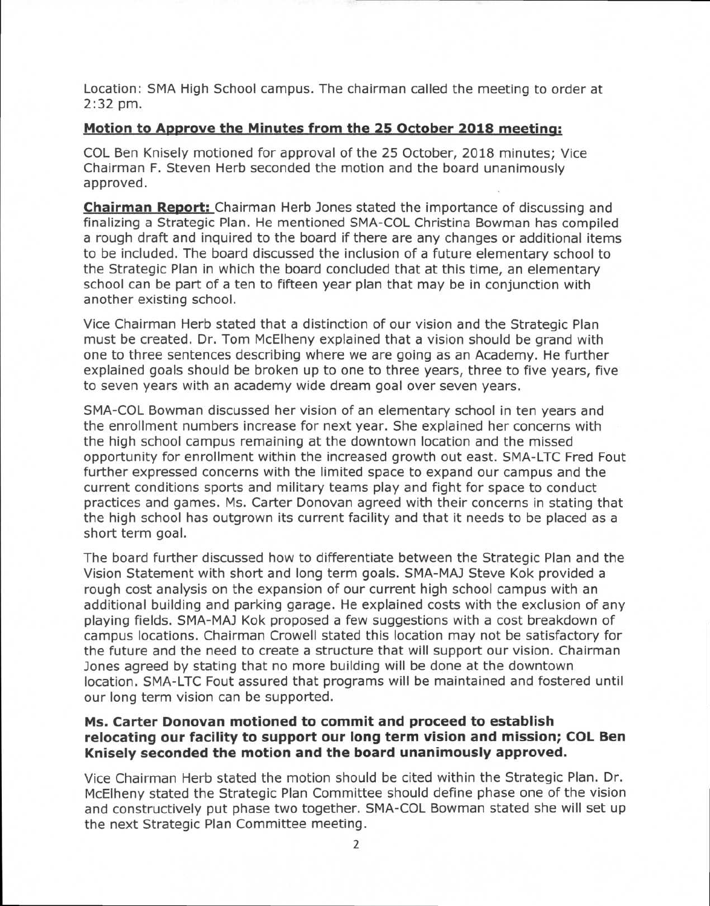Location: SMA High School campus. The chairman called the meeting to order at 2:32 pm.

**Motion to Approve the Minutes from the 25 October 2018 meeting:**

COL Ben Knisely motioned for approval of the 25 October, 2018 minutes; Vice Chairman F. Steven Herb seconded the motion and the board unanimously approved.

**Chairman Report:** Chairman Herb Jones stated the importance of discussing and finalizing a Strategic Plan. He mentioned SMA-COL Christina Bowman has compiled a rough draft and inquired to the board if there are any changes or additional items to be included. The board discussed the inclusion of a future elementary school to the Strategic Plan in which the board concluded that at this time, an elementary school can be part of a ten to fifteen year plan that may be in conjunction with another existing school.

Vice Chairman Herb stated that a distinction of our vision and the Strategic Plan must be created. Dr. Tom McElheny explained that a vision should be grand with one to three sentences describing where we are going as an Academy. He further explained goals should be broken up to one to three years, three to five years, five to seven years with an academy wide dream goal over seven years.

SMA-COL Bowman discussed her vision of an elementary school in ten years and the enrollment numbers increase for next year. She explained her concerns with the high school campus remaining at the downtown location and the missed opportunity for enrollment within the increased growth out east. SMA-LTC Fred Fout further expressed concerns with the limited space to expand our campus and the current conditions sports and military teams play and fight for space to conduct practices and games. Ms. Carter Donovan agreed with their concerns in stating that the high school has outgrown its current facility and that it needs to be placed as a short term goal.

The board further discussed how to differentiate between the Strategic Plan and the Vision Statement with short and long term goals. SMA-MAJ Steve Kok provided a rough cost analysis on the expansion of our current high school campus with an additional building and parking garage. He explained costs with the exclusion of any playing fields. SMA-MAJ Kok proposed a few suggestions with a cost breakdown of campus locations. Chairman Crowell stated this location may not be satisfactory for the future and the need to create a structure that will support our vision. Chairman Jones agreed by stating that no more building will be done at the downtown location. SMA-LTC Fout assured that programs will be maintained and fostered until our long term vision can be supported.

**Ms. Carter Donovan motioned to commit and proceed to establish relocating our facility to support our long term vision and mission; COL Ben Knisely seconded the motion and the board unanimously approved.**

Vice Chairman Herb stated the motion should be cited within the Strategic Plan. Dr. McElheny stated the Strategic Plan Committee should define phase one of the vision and constructively put phase two together. SMA-COL Bowman stated she will set up the next Strategic Plan Committee meeting.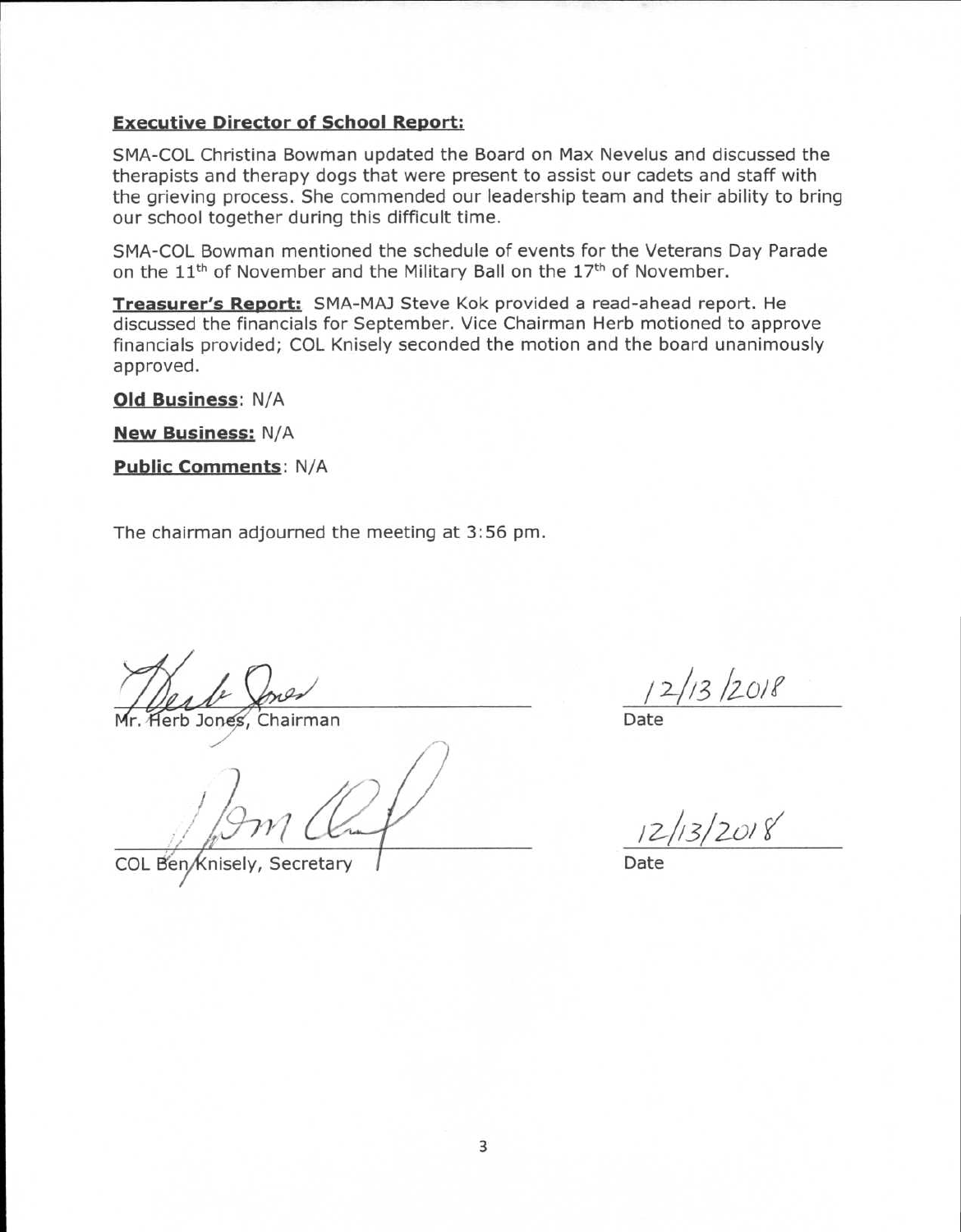**Executive Director of School Report:**

SMA-COL Christina Bowman updated the Board on Max Nevelus and discussed the therapists and therapy dogs that were present to assist our cadets and staff with the grieving process. She commended our leadership team and their ability to bring our school together during this difficult time.

SMA-COL Bowman mentioned the schedule of events for the Veterans Day Parade on the 11th of November and the Military Ball on the 17th of November.

**Treasurer's Report:** SMA-MAJ Steve Kok provided a read-ahead report. He discussed the financials for September. Vice Chairman Herb motioned to approve financials provided; COL Knisely seconded the motion and the board unanimously approved.

**Old Business**: N/A

**New Business:** N/A

**Public Comments**: N/A

The chairman adjourned the meeting at 3:56 pm.

Mr. Herb Jones, Chairman — Date: 12/13/2018

COL Ben Knisely, Secretary — Date: 12/13/2018